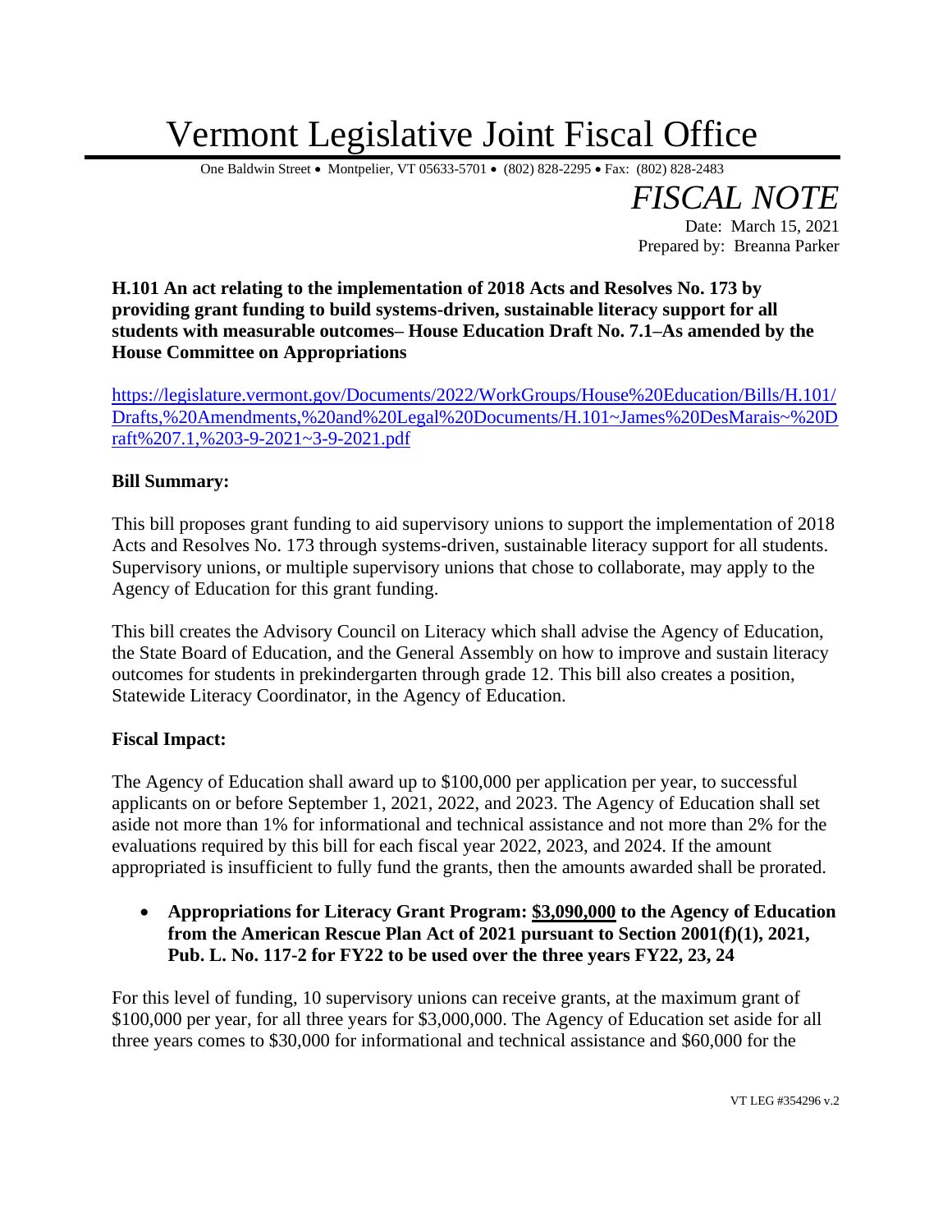# Vermont Legislative Joint Fiscal Office

One Baldwin Street • Montpelier, VT 05633-5701 • (802) 828-2295 • Fax: (802) 828-2483

## *FISCAL NOTE*

Date: March 15, 2021
Prepared by: Breanna Parker

**H.101 An act relating to the implementation of 2018 Acts and Resolves No. 173 by providing grant funding to build systems-driven, sustainable literacy support for all students with measurable outcomes– House Education Draft No. 7.1–As amended by the House Committee on Appropriations**

[https://legislature.vermont.gov/Documents/2022/WorkGroups/House%20Education/Bills/H.101/Drafts,%20Amendments,%20and%20Legal%20Documents/H.101~James%20DesMarais~%20Draft%207.1,%203-9-2021~3-9-2021.pdf](https://legislature.vermont.gov/Documents/2022/WorkGroups/House%20Education/Bills/H.101/Drafts,%20Amendments,%20and%20Legal%20Documents/H.101~James%20DesMarais~%20Draft%207.1,%203-9-2021~3-9-2021.pdf)

**Bill Summary:**

This bill proposes grant funding to aid supervisory unions to support the implementation of 2018 Acts and Resolves No. 173 through systems-driven, sustainable literacy support for all students. Supervisory unions, or multiple supervisory unions that chose to collaborate, may apply to the Agency of Education for this grant funding.

This bill creates the Advisory Council on Literacy which shall advise the Agency of Education, the State Board of Education, and the General Assembly on how to improve and sustain literacy outcomes for students in prekindergarten through grade 12. This bill also creates a position, Statewide Literacy Coordinator, in the Agency of Education.

**Fiscal Impact:**

The Agency of Education shall award up to $100,000 per application per year, to successful applicants on or before September 1, 2021, 2022, and 2023. The Agency of Education shall set aside not more than 1% for informational and technical assistance and not more than 2% for the evaluations required by this bill for each fiscal year 2022, 2023, and 2024. If the amount appropriated is insufficient to fully fund the grants, then the amounts awarded shall be prorated.

- **Appropriations for Literacy Grant Program: <u>$3,090,000</u> to the Agency of Education from the American Rescue Plan Act of 2021 pursuant to Section 2001(f)(1), 2021, Pub. L. No. 117-2 for FY22 to be used over the three years FY22, 23, 24**

For this level of funding, 10 supervisory unions can receive grants, at the maximum grant of $100,000 per year, for all three years for $3,000,000. The Agency of Education set aside for all three years comes to $30,000 for informational and technical assistance and $60,000 for the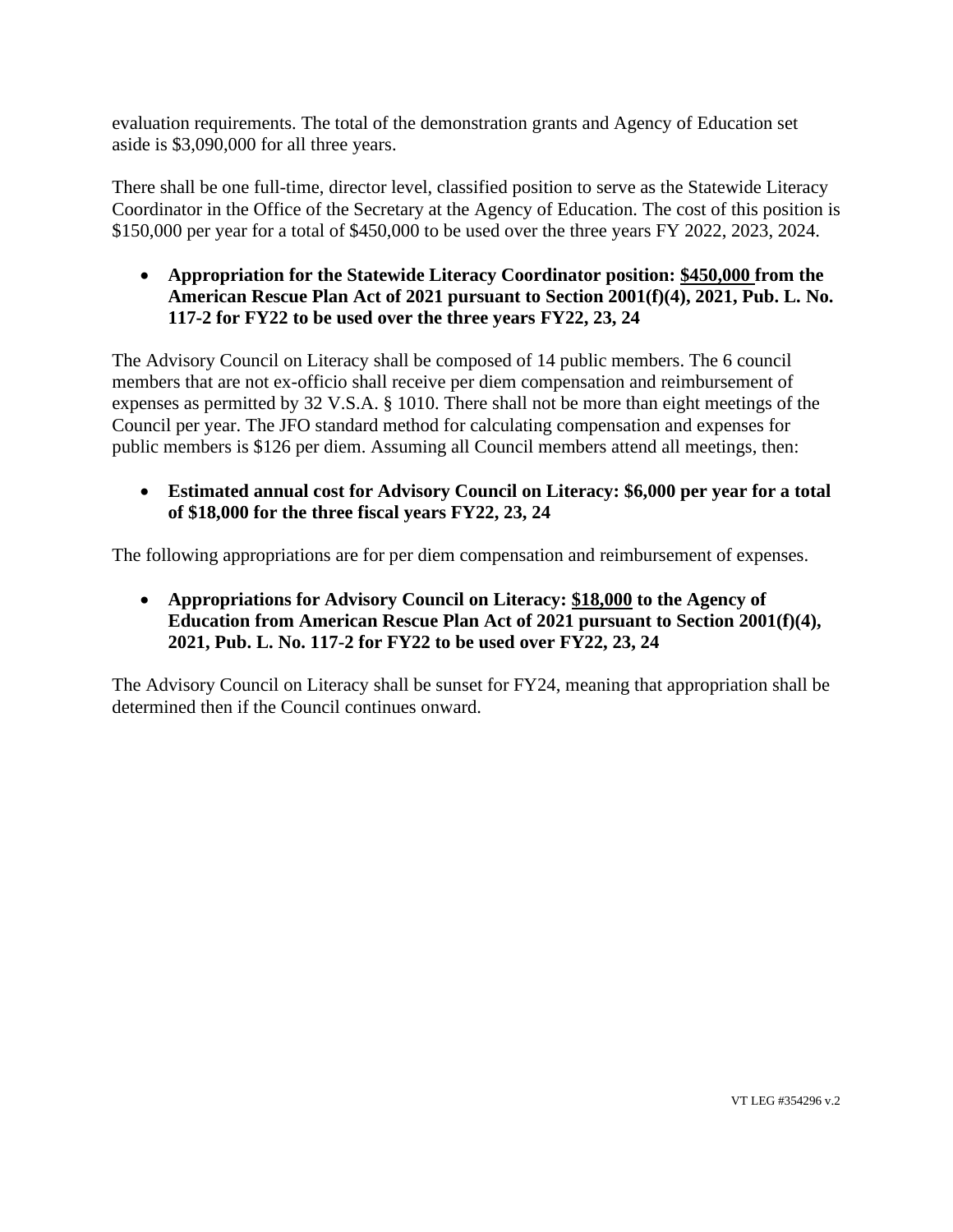evaluation requirements. The total of the demonstration grants and Agency of Education set aside is $3,090,000 for all three years.

There shall be one full-time, director level, classified position to serve as the Statewide Literacy Coordinator in the Office of the Secretary at the Agency of Education. The cost of this position is $150,000 per year for a total of $450,000 to be used over the three years FY 2022, 2023, 2024.

- **Appropriation for the Statewide Literacy Coordinator position: <u>$450,000</u> from the American Rescue Plan Act of 2021 pursuant to Section 2001(f)(4), 2021, Pub. L. No. 117-2 for FY22 to be used over the three years FY22, 23, 24**

The Advisory Council on Literacy shall be composed of 14 public members. The 6 council members that are not ex-officio shall receive per diem compensation and reimbursement of expenses as permitted by 32 V.S.A. § 1010. There shall not be more than eight meetings of the Council per year. The JFO standard method for calculating compensation and expenses for public members is $126 per diem. Assuming all Council members attend all meetings, then:

- **Estimated annual cost for Advisory Council on Literacy: $6,000 per year for a total of $18,000 for the three fiscal years FY22, 23, 24**

The following appropriations are for per diem compensation and reimbursement of expenses.

- **Appropriations for Advisory Council on Literacy: <u>$18,000</u> to the Agency of Education from American Rescue Plan Act of 2021 pursuant to Section 2001(f)(4), 2021, Pub. L. No. 117-2 for FY22 to be used over FY22, 23, 24**

The Advisory Council on Literacy shall be sunset for FY24, meaning that appropriation shall be determined then if the Council continues onward.

VT LEG #354296 v.2